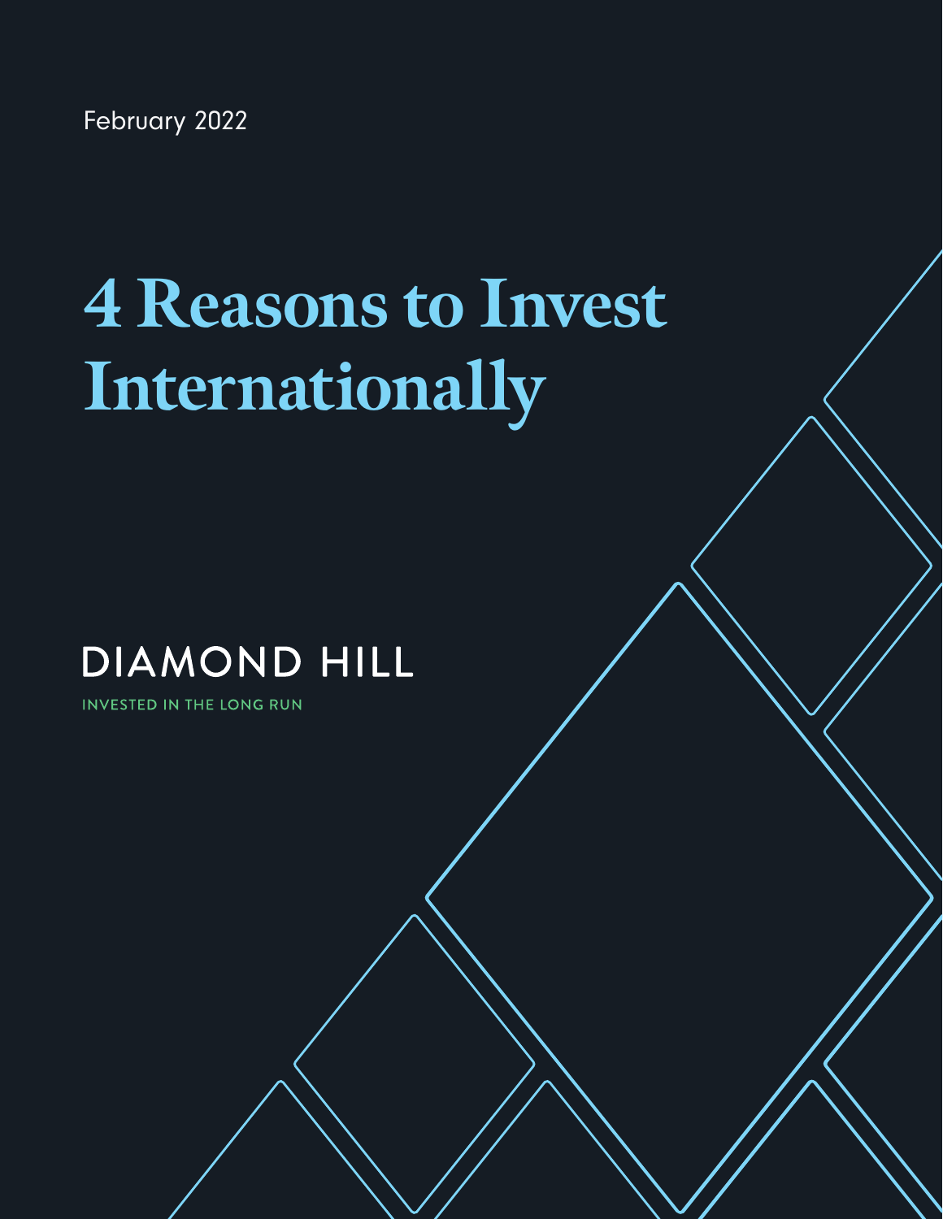February 2022

# 4 Reasons to Invest Internationally

DIAMOND HILL

INVESTED IN THE LONG RUN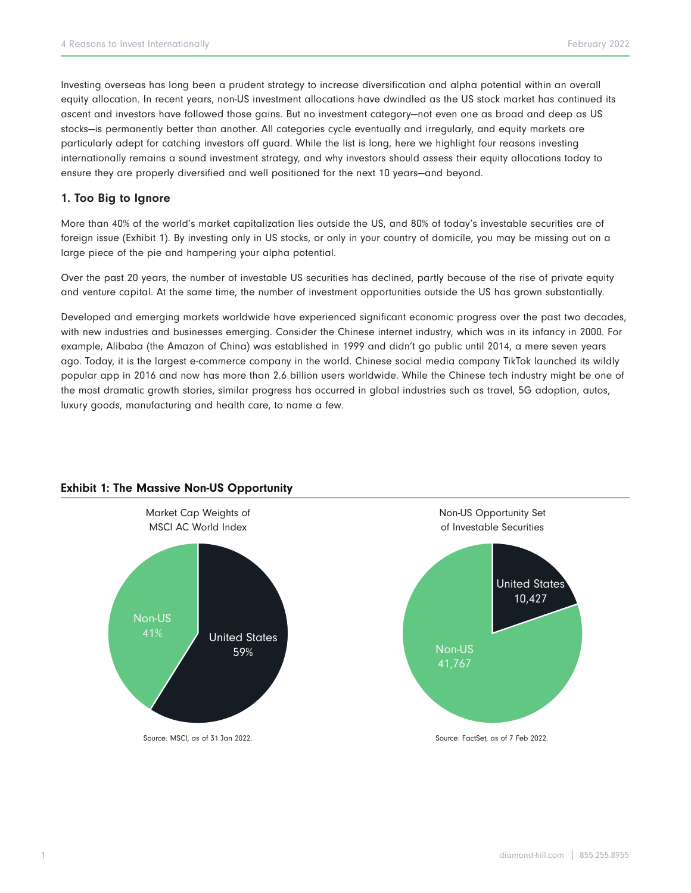Investing overseas has long been a prudent strategy to increase diversification and alpha potential within an overall equity allocation. In recent years, non-US investment allocations have dwindled as the US stock market has continued its ascent and investors have followed those gains. But no investment category—not even one as broad and deep as US stocks—is permanently better than another. All categories cycle eventually and irregularly, and equity markets are particularly adept for catching investors off guard. While the list is long, here we highlight four reasons investing internationally remains a sound investment strategy, and why investors should assess their equity allocations today to ensure they are properly diversified and well positioned for the next 10 years—and beyond.

### 1. Too Big to Ignore

More than 40% of the world's market capitalization lies outside the US, and 80% of today's investable securities are of foreign issue (Exhibit 1). By investing only in US stocks, or only in your country of domicile, you may be missing out on a large piece of the pie and hampering your alpha potential.

Over the past 20 years, the number of investable US securities has declined, partly because of the rise of private equity and venture capital. At the same time, the number of investment opportunities outside the US has grown substantially.

Developed and emerging markets worldwide have experienced significant economic progress over the past two decades, with new industries and businesses emerging. Consider the Chinese internet industry, which was in its infancy in 2000. For example, Alibaba (the Amazon of China) was established in 1999 and didn't go public until 2014, a mere seven years ago. Today, it is the largest e-commerce company in the world. Chinese social media company TikTok launched its wildly popular app in 2016 and now has more than 2.6 billion users worldwide. While the Chinese tech industry might be one of the most dramatic growth stories, similar progress has occurred in global industries such as travel, 5G adoption, autos, luxury goods, manufacturing and health care, to name a few.

**Exhibit 1: The Massive Non-US Opportunity**

Market Cap Weights of MSCI AC World Index

| Region | Weight |
|---|---|
| United States | 59% |
| Non-US | 41% |

Source: MSCI, as of 31 Jan 2022.

Non-US Opportunity Set of Investable Securities

| Region | Number of Securities |
|---|---|
| United States | 10,427 |
| Non-US | 41,767 |

Source: FactSet, as of 7 Feb 2022.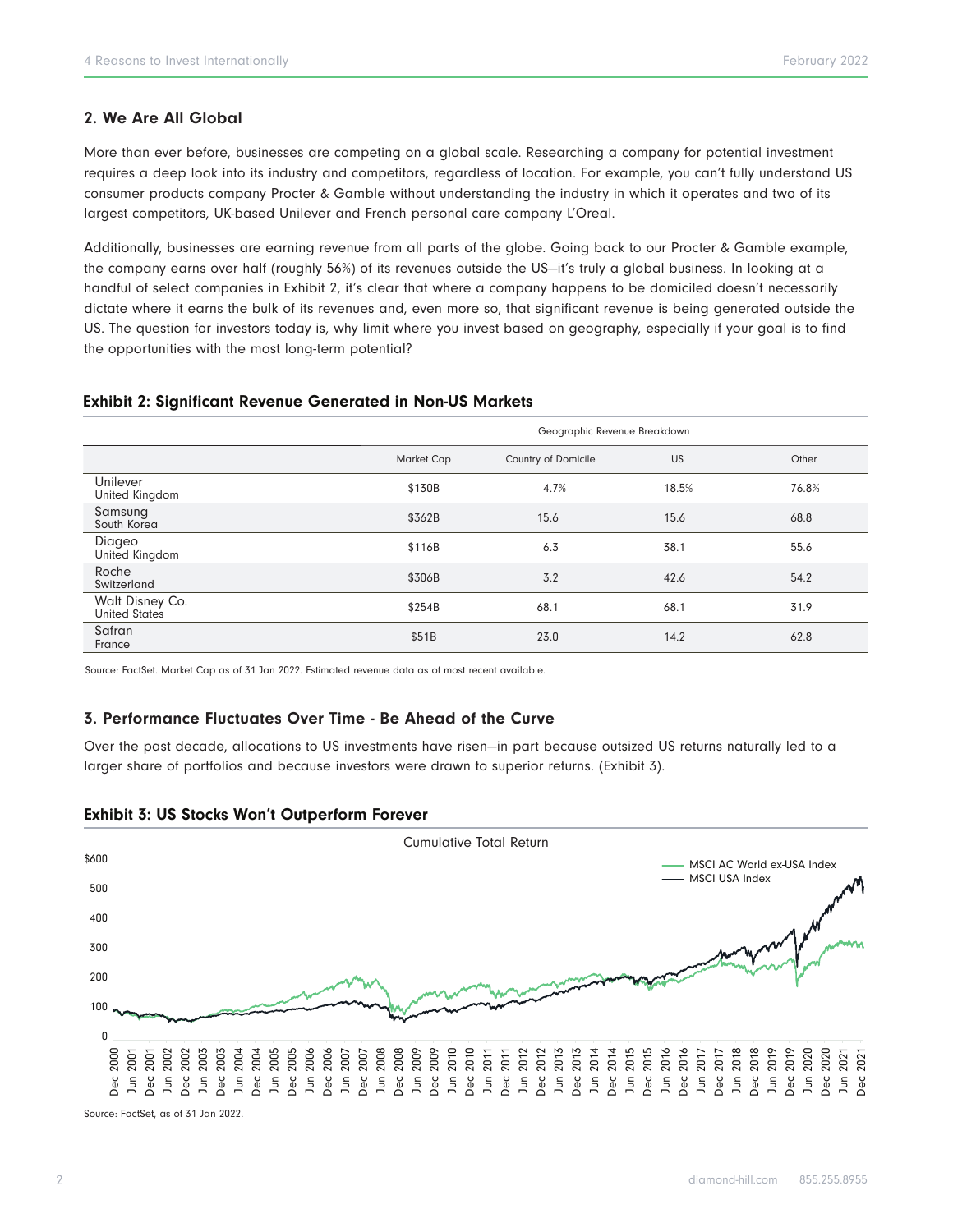## 2. We Are All Global

More than ever before, businesses are competing on a global scale. Researching a company for potential investment requires a deep look into its industry and competitors, regardless of location. For example, you can't fully understand US consumer products company Procter & Gamble without understanding the industry in which it operates and two of its largest competitors, UK-based Unilever and French personal care company L'Oreal.

Additionally, businesses are earning revenue from all parts of the globe. Going back to our Procter & Gamble example, the company earns over half (roughly 56%) of its revenues outside the US—it's truly a global business. In looking at a handful of select companies in Exhibit 2, it's clear that where a company happens to be domiciled doesn't necessarily dictate where it earns the bulk of its revenues and, even more so, that significant revenue is being generated outside the US. The question for investors today is, why limit where you invest based on geography, especially if your goal is to find the opportunities with the most long-term potential?

### Exhibit 2: Significant Revenue Generated in Non-US Markets

| | | Geographic Revenue Breakdown | | |
|---|---|---|---|---|
| | Market Cap | Country of Domicile | US | Other |
| Unilever<br>United Kingdom | $130B | 4.7% | 18.5% | 76.8% |
| Samsung<br>South Korea | $362B | 15.6 | 15.6 | 68.8 |
| Diageo<br>United Kingdom | $116B | 6.3 | 38.1 | 55.6 |
| Roche<br>Switzerland | $306B | 3.2 | 42.6 | 54.2 |
| Walt Disney Co.<br>United States | $254B | 68.1 | 68.1 | 31.9 |
| Safran<br>France | $51B | 23.0 | 14.2 | 62.8 |

Source: FactSet. Market Cap as of 31 Jan 2022. Estimated revenue data as of most recent available.

## 3. Performance Fluctuates Over Time - Be Ahead of the Curve

Over the past decade, allocations to US investments have risen—in part because outsized US returns naturally led to a larger share of portfolios and because investors were drawn to superior returns. (Exhibit 3).

### Exhibit 3: US Stocks Won't Outperform Forever

Source: FactSet, as of 31 Jan 2022.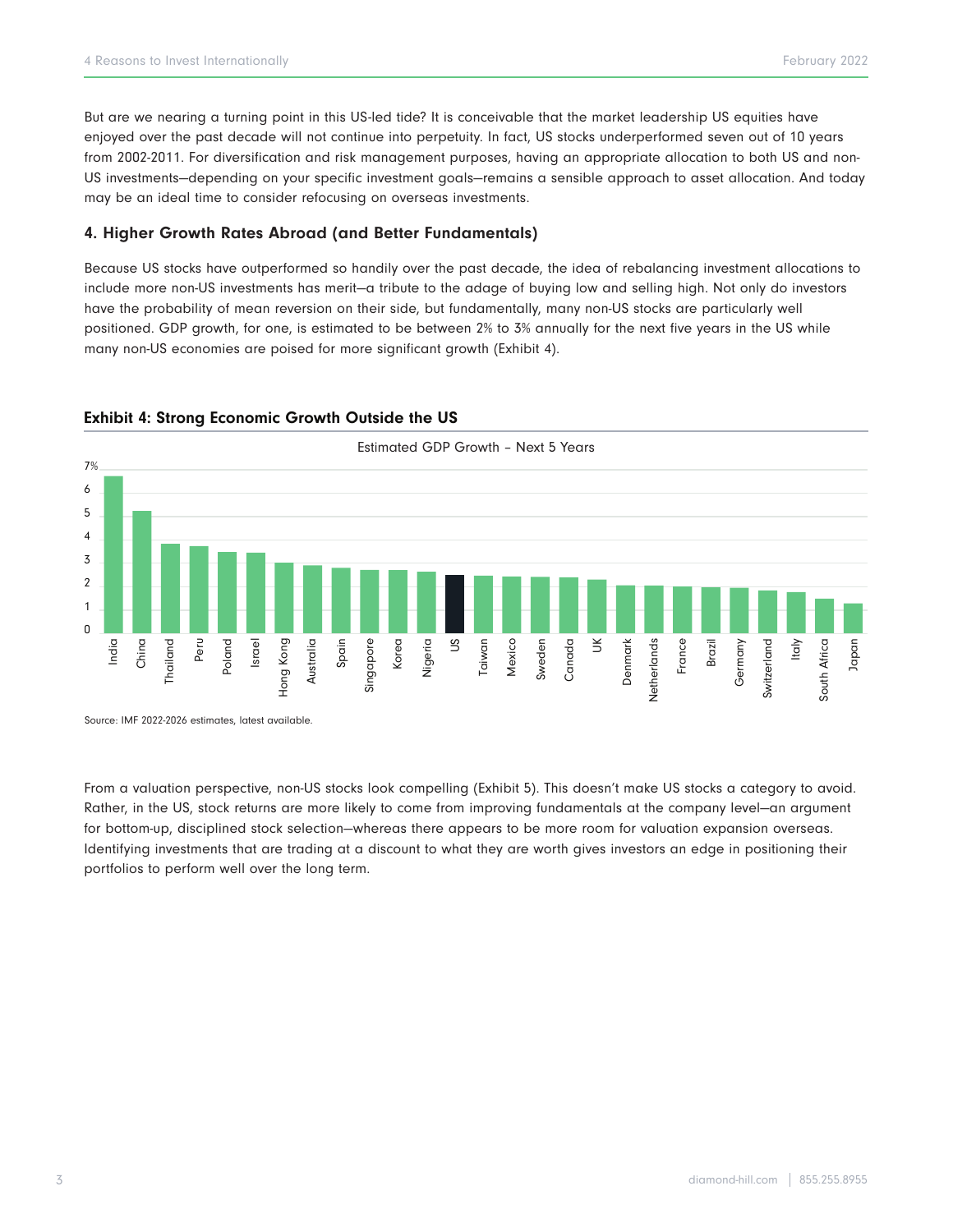But are we nearing a turning point in this US-led tide? It is conceivable that the market leadership US equities have enjoyed over the past decade will not continue into perpetuity. In fact, US stocks underperformed seven out of 10 years from 2002-2011. For diversification and risk management purposes, having an appropriate allocation to both US and non-US investments—depending on your specific investment goals—remains a sensible approach to asset allocation. And today may be an ideal time to consider refocusing on overseas investments.

### 4. Higher Growth Rates Abroad (and Better Fundamentals)

Because US stocks have outperformed so handily over the past decade, the idea of rebalancing investment allocations to include more non-US investments has merit—a tribute to the adage of buying low and selling high. Not only do investors have the probability of mean reversion on their side, but fundamentally, many non-US stocks are particularly well positioned. GDP growth, for one, is estimated to be between 2% to 3% annually for the next five years in the US while many non-US economies are poised for more significant growth (Exhibit 4).

**Exhibit 4: Strong Economic Growth Outside the US**

Estimated GDP Growth – Next 5 Years

India, China, Thailand, Peru, Poland, Israel, Hong Kong, Australia, Spain, Singapore, Korea, Nigeria, US, Taiwan, Mexico, Sweden, Canada, UK, Denmark, Netherlands, France, Brazil, Germany, Switzerland, Italy, South Africa, Japan

Source: IMF 2022-2026 estimates, latest available.

From a valuation perspective, non-US stocks look compelling (Exhibit 5). This doesn't make US stocks a category to avoid. Rather, in the US, stock returns are more likely to come from improving fundamentals at the company level—an argument for bottom-up, disciplined stock selection—whereas there appears to be more room for valuation expansion overseas. Identifying investments that are trading at a discount to what they are worth gives investors an edge in positioning their portfolios to perform well over the long term.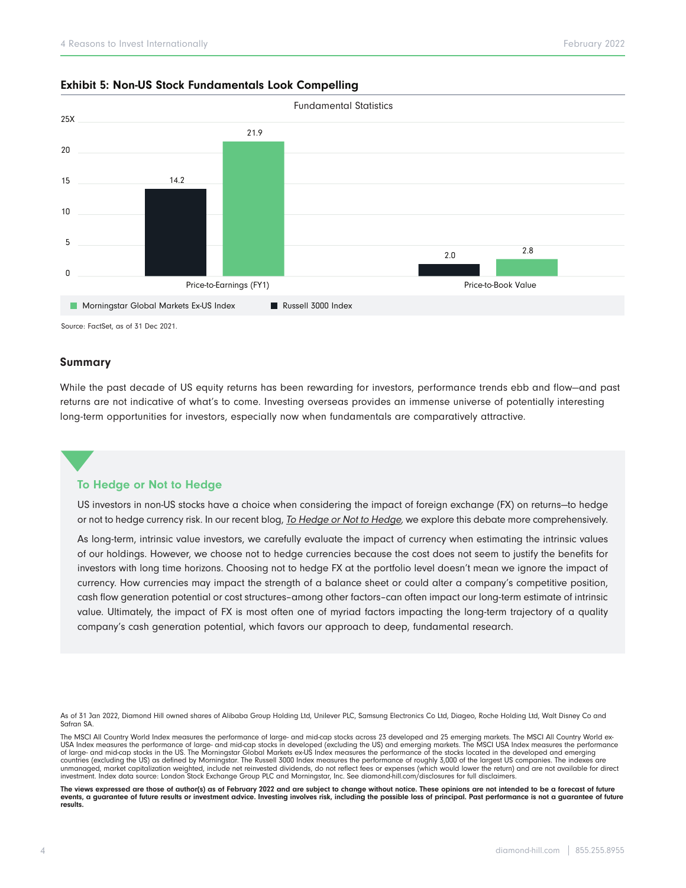**Exhibit 5: Non-US Stock Fundamentals Look Compelling**

Fundamental Statistics

25X
20
15
10
5
0

14.2
21.9
Price-to-Earnings (FY1)

2.0
2.8
Price-to-Book Value

Morningstar Global Markets Ex-US Index
Russell 3000 Index

Source: FactSet, as of 31 Dec 2021.

## Summary

While the past decade of US equity returns has been rewarding for investors, performance trends ebb and flow—and past returns are not indicative of what's to come. Investing overseas provides an immense universe of potentially interesting long-term opportunities for investors, especially now when fundamentals are comparatively attractive.

### To Hedge or Not to Hedge

US investors in non-US stocks have a choice when considering the impact of foreign exchange (FX) on returns—to hedge or not to hedge currency risk. In our recent blog, *To Hedge or Not to Hedge*, we explore this debate more comprehensively.

As long-term, intrinsic value investors, we carefully evaluate the impact of currency when estimating the intrinsic values of our holdings. However, we choose not to hedge currencies because the cost does not seem to justify the benefits for investors with long time horizons. Choosing not to hedge FX at the portfolio level doesn't mean we ignore the impact of currency. How currencies may impact the strength of a balance sheet or could alter a company's competitive position, cash flow generation potential or cost structures–among other factors–can often impact our long-term estimate of intrinsic value. Ultimately, the impact of FX is most often one of myriad factors impacting the long-term trajectory of a quality company's cash generation potential, which favors our approach to deep, fundamental research.

As of 31 Jan 2022, Diamond Hill owned shares of Alibaba Group Holding Ltd, Unilever PLC, Samsung Electronics Co Ltd, Diageo, Roche Holding Ltd, Walt Disney Co and Safran SA.

The MSCI All Country World Index measures the performance of large- and mid-cap stocks across 23 developed and 25 emerging markets. The MSCI All Country World ex-USA Index measures the performance of large- and mid-cap stocks in developed (excluding the US) and emerging markets. The MSCI USA Index measures the performance of large- and mid-cap stocks in the US. The Morningstar Global Markets ex-US Index measures the performance of the stocks located in the developed and emerging countries (excluding the US) as defined by Morningstar. The Russell 3000 Index measures the performance of roughly 3,000 of the largest US companies. The indexes are unmanaged, market capitalization weighted, include net reinvested dividends, do not reflect fees or expenses (which would lower the return) and are not available for direct investment. Index data source: London Stock Exchange Group PLC and Morningstar, Inc. See diamond-hill.com/disclosures for full disclaimers.

**The views expressed are those of author(s) as of February 2022 and are subject to change without notice. These opinions are not intended to be a forecast of future events, a guarantee of future results or investment advice. Investing involves risk, including the possible loss of principal. Past performance is not a guarantee of future results.**